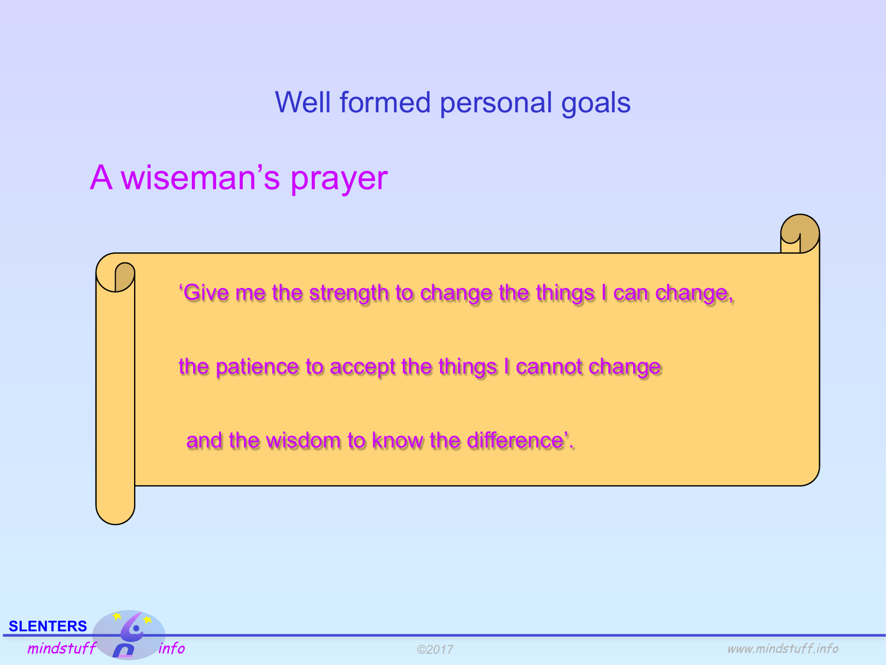# Well formed personal goals

## A wiseman's prayer

'Give me the strength to change the things I can change,

the patience to accept the things I cannot change

and the wisdom to know the difference'.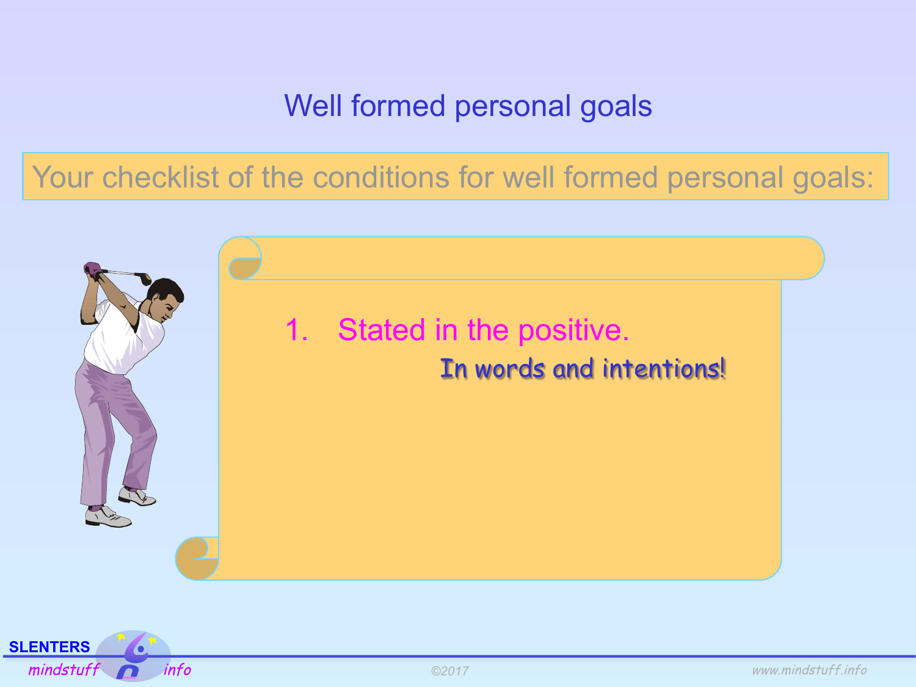# Well formed personal goals

Your checklist of the conditions for well formed personal goals:

1. Stated in the positive.

   *In words and intentions!*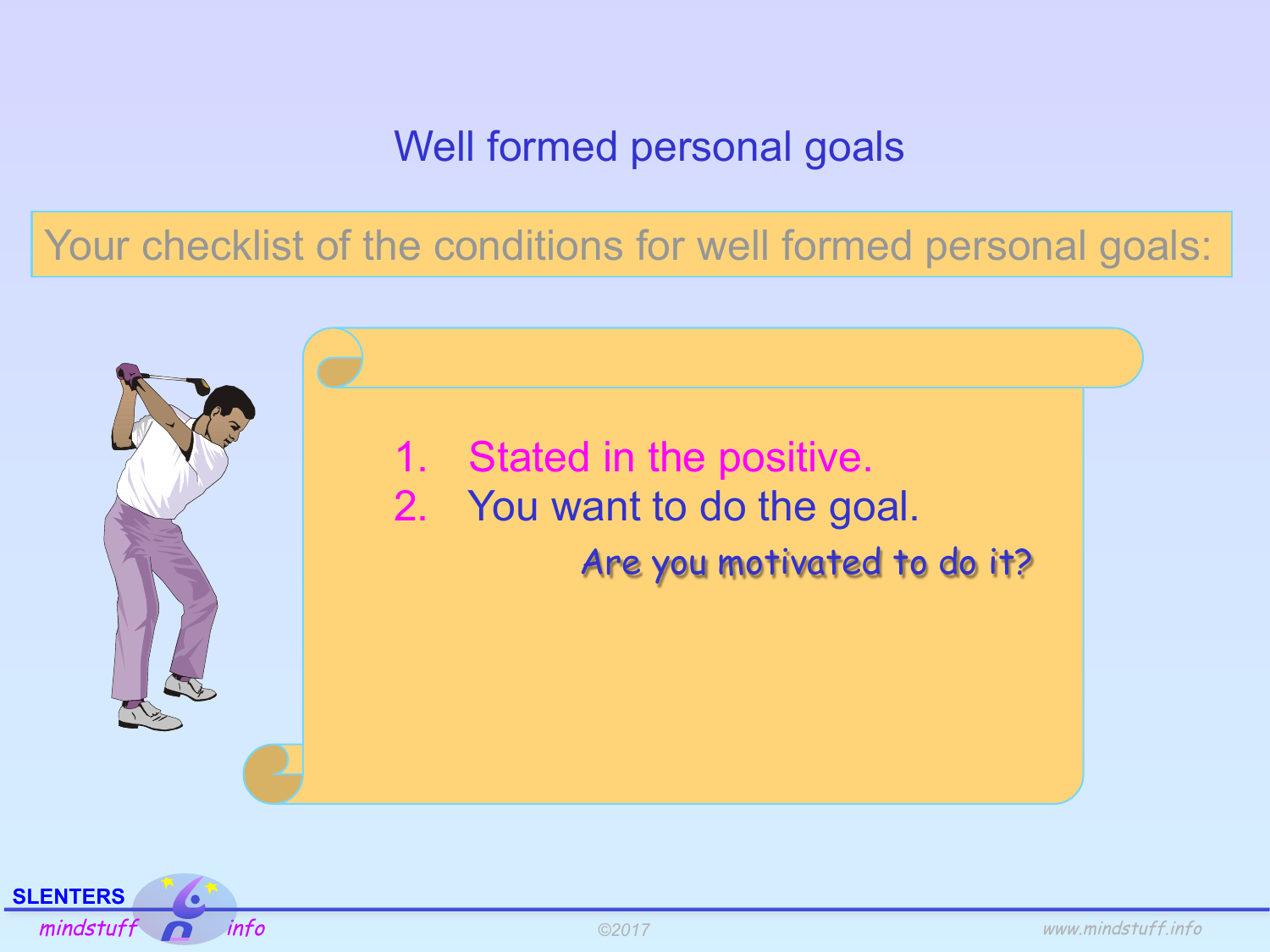# Well formed personal goals

Your checklist of the conditions for well formed personal goals:

1. Stated in the positive.
2. You want to do the goal.

*Are you motivated to do it?*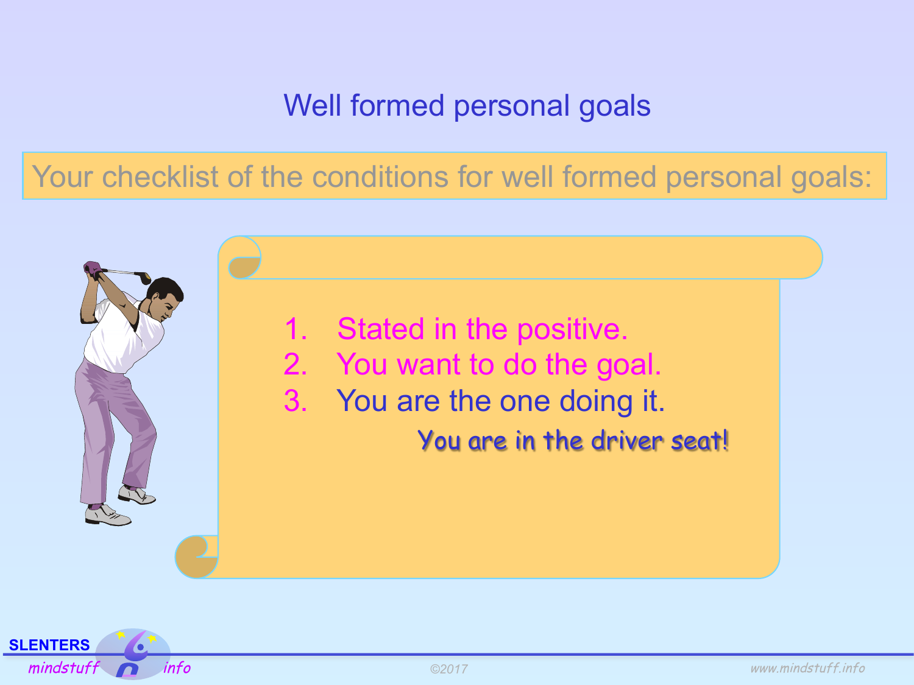# Well formed personal goals

Your checklist of the conditions for well formed personal goals:

1. Stated in the positive.
2. You want to do the goal.
3. You are the one doing it.

*You are in the driver seat!*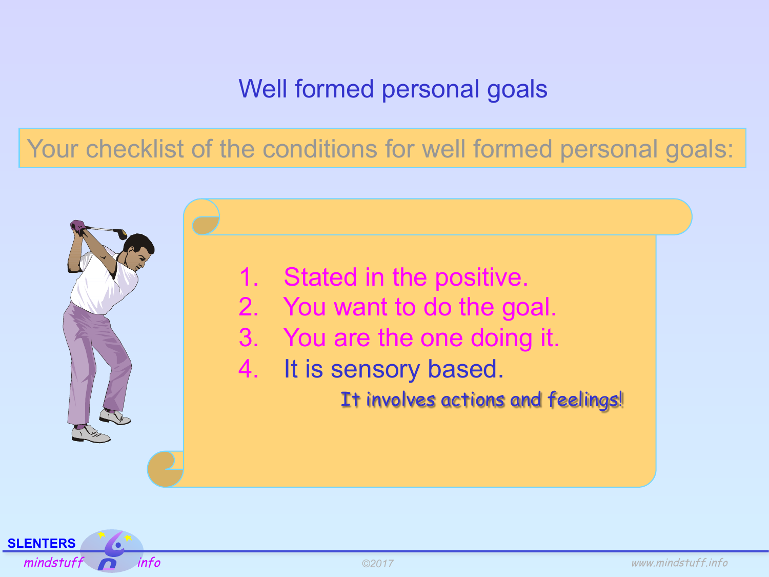# Well formed personal goals

Your checklist of the conditions for well formed personal goals:

1. Stated in the positive.
2. You want to do the goal.
3. You are the one doing it.
4. It is sensory based.

*It involves actions and feelings!*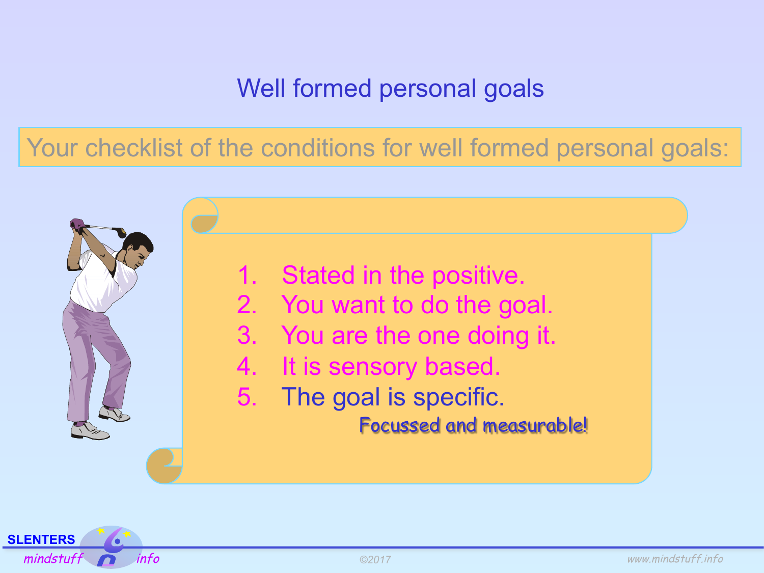# Well formed personal goals

Your checklist of the conditions for well formed personal goals:

1. Stated in the positive.
2. You want to do the goal.
3. You are the one doing it.
4. It is sensory based.
5. The goal is specific.

Focussed and measurable!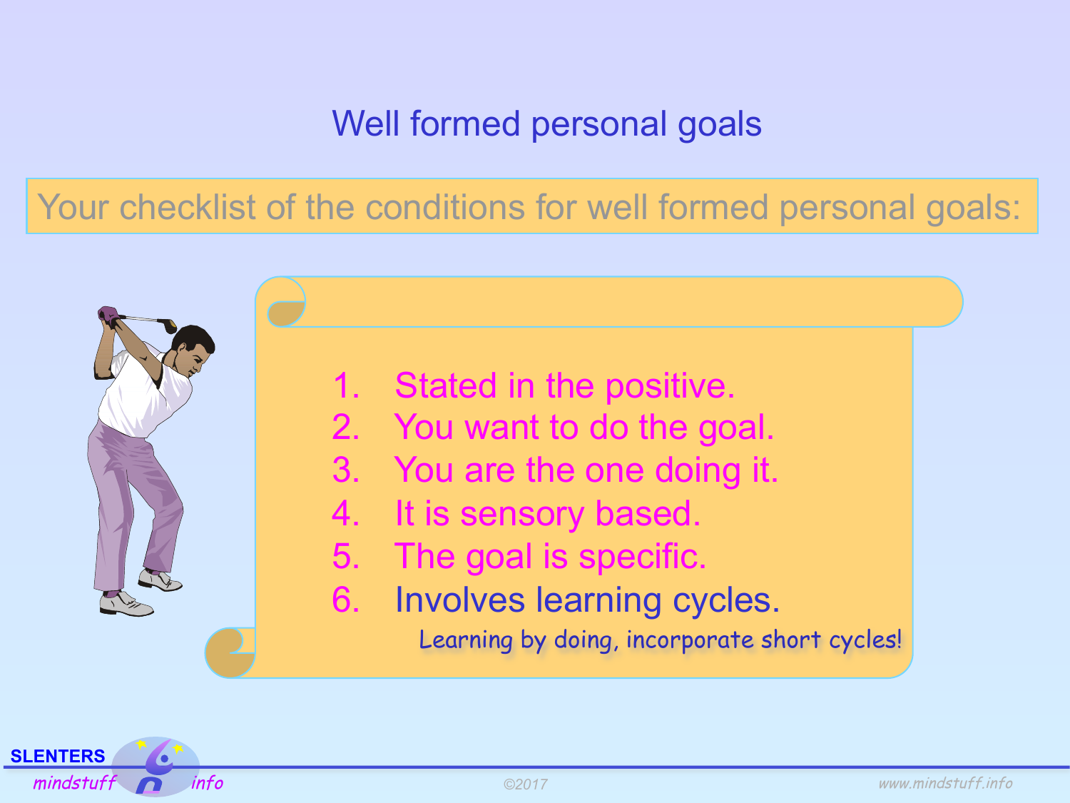# Well formed personal goals

Your checklist of the conditions for well formed personal goals:

1. Stated in the positive.
2. You want to do the goal.
3. You are the one doing it.
4. It is sensory based.
5. The goal is specific.
6. Involves learning cycles.

Learning by doing, incorporate short cycles!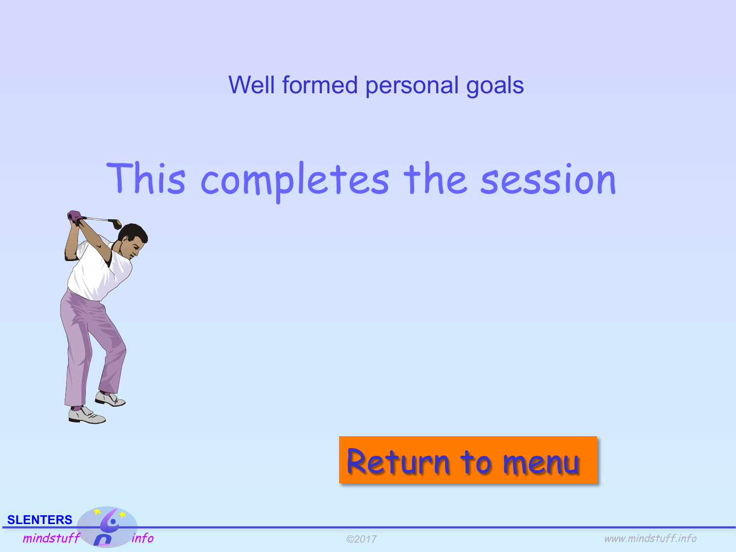Well formed personal goals

# This completes the session

Return to menu